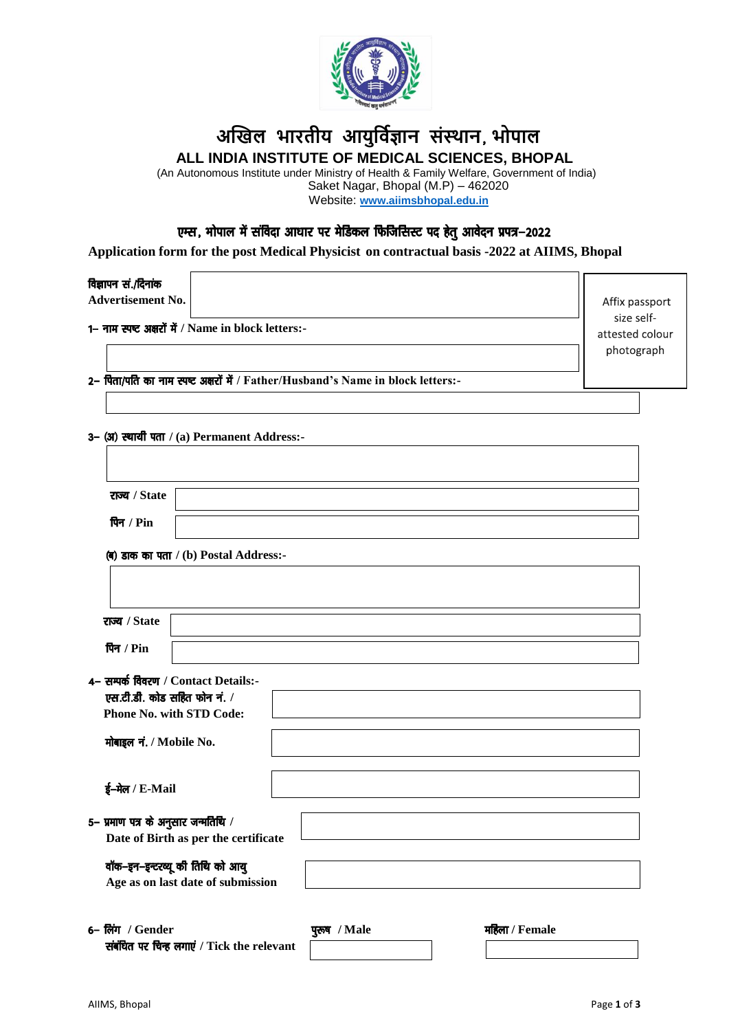# अखिल भारतीय आयुर्विज्ञान संस्थान, भोपाल

## ALL INDIA INSTITUTE OF MEDICAL SCIENCES, BHOPAL

(An Autonomous Institute under Ministry of Health & Family Welfare, Government of India)
Saket Nagar, Bhopal (M.P) – 462020
Website: **www.aiimsbhopal.edu.in**

### एम्स, भोपाल में संविदा आधार पर मेडिकल फिजिसिस्ट पद हेतु आवेदन प्रपत्र–2022

### Application form for the post Medical Physicist on contractual basis -2022 at AIIMS, Bhopal

**विज्ञापन सं./दिनांक**
**Advertisement No.**

Affix passport size self-attested colour photograph

**1– नाम स्पष्ट अक्षरों में / Name in block letters:-**

**2– पिता/पति का नाम स्पष्ट अक्षरों में / Father/Husband's Name in block letters:-**

**3– (अ) स्थायी पता / (a) Permanent Address:-**

**राज्य / State**

**पिन / Pin**

**(ब) डाक का पता / (b) Postal Address:-**

**राज्य / State**

**पिन / Pin**

**4– सम्पर्क विवरण / Contact Details:-**

**एस.टी.डी. कोड सहित फोन नं. / Phone No. with STD Code:**

**मोबाइल नं. / Mobile No.**

**ई–मेल / E-Mail**

**5– प्रमाण पत्र के अनुसार जन्मतिथि / Date of Birth as per the certificate**

**वॉक–इन–इन्टरव्यू की तिथि को आयु**
**Age as on last date of submission**

**6– लिंग / Gender**
**संबंधित पर चिन्ह लगाएं / Tick the relevant**

**पुरूष / Male** &nbsp;&nbsp;&nbsp;&nbsp; **महिला / Female**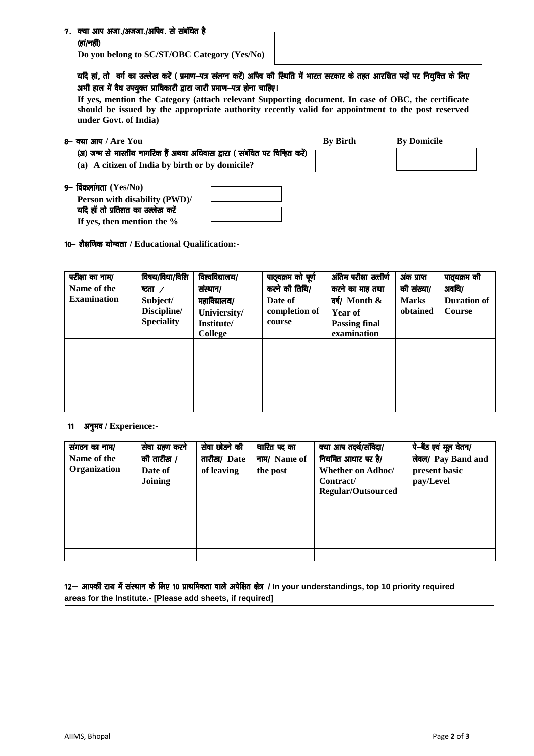7. क्या आप अजा./अजजा./अपिव. से संबंधित है (हां/नहीं)
**Do you belong to SC/ST/OBC Category (Yes/No)**

यदि हां, तो वर्ग का उल्लेख करें ( प्रमाण–पत्र संलग्न करें) अपिव की स्थिति में भारत सरकार के तहत आरक्षित पदों पर नियुक्ति के लिए अभी हाल में वैध उपयुक्त प्राधिकारी द्वारा जारी प्रमाण–पत्र होना चाहिए।
**If yes, mention the Category (attach relevant Supporting document. In case of OBC, the certificate should be issued by the appropriate authority recently valid for appointment to the post reserved under Govt. of India)**

8– क्या आप / **Are You**
(अ) जन्म से भारतीय नागरिक हैं अथवा अधिवास द्वारा ( संबंधित पर चिन्हित करें)
**(a) A citizen of India by birth or by domicile?**

| By Birth | By Domicile |
|---|---|
| | |

9– विकलांगता **(Yes/No)**
**Person with disability (PWD)/**
यदि हॉ तो प्रतिशत का उल्लेख करें
**If yes, then mention the %**

10– शैक्षणिक योग्यता / **Educational Qualification:-**

| परीक्षा का नाम/ Name of the Examination | विषय/विधा/विशिष्टता / Subject/ Discipline/ Speciality | विश्वविद्यालय/ संस्थान/ महाविद्यालय/ Univiersity/ Institute/ College | पाठ्यक्रम को पूर्ण करने की तिथि/ Date of completion of course | अंतिम परीक्षा उत्तीर्ण करने का माह तथा वर्ष/ Month & Year of Passing final examination | अंक प्राप्त की संख्या/ Marks obtained | पाठ्यक्रम की अवधि/ Duration of Course |
|---|---|---|---|---|---|---|
| | | | | | | |
| | | | | | | |
| | | | | | | |

11– अनुभव / **Experience:-**

| संगठन का नाम/ Name of the Organization | सेवा ग्रहण करने की तारीख / Date of Joining | सेवा छोडने की तारीख/ Date of leaving | धारित पद का नाम/ Name of the post | क्या आप तदर्थ/संविदा/ नियमित आधार पर है/ Whether on Adhoc/ Contract/ Regular/Outsourced | पे–बैंड एवं मूल वेतन/ लेवल/ Pay Band and present basic pay/Level |
|---|---|---|---|---|---|
| | | | | | |
| | | | | | |
| | | | | | |
| | | | | | |

12– आपकी राय में संस्थान के लिए 10 प्राथमिकता वाले अपेक्षित क्षेत्र / **In your understandings, top 10 priority required areas for the Institute.- [Please add sheets, if required]**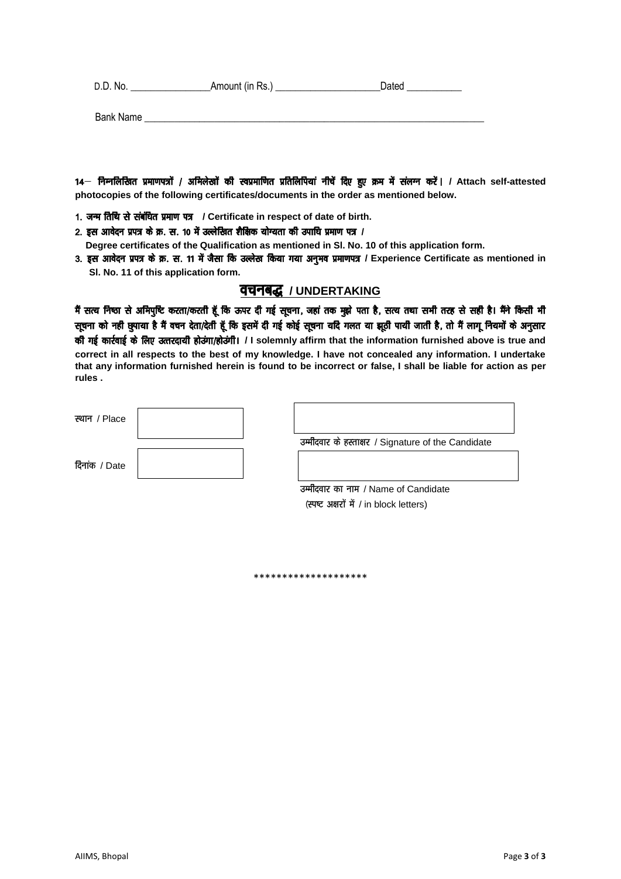D.D. No. ________________Amount (in Rs.) _____________________Dated ___________

Bank Name ______________________________________________________________________

**14– निम्नलिखित प्रमाणपत्रों / अभिलेखों की स्वप्रमाणित प्रतिलिपियां नीचें दिए हुए क्रम में संलग्न करें। / Attach self-attested photocopies of the following certificates/documents in the order as mentioned below.**

1. **जन्म तिथि से संबंधित प्रमाण पत्र / Certificate in respect of date of birth.**
2. **इस आवेदन प्रपत्र के क्र. स. 10 में उल्लेखित शैक्षिक योग्यता की उपाधि प्रमाण पत्र / Degree certificates of the Qualification as mentioned in Sl. No. 10 of this application form.**
3. **इस आवेदन प्रपत्र के क्र. स. 11 में जैसा कि उल्लेख किया गया अनुभव प्रमाणपत्र / Experience Certificate as mentioned in Sl. No. 11 of this application form.**

## वचनबद्ध / UNDERTAKING

**मैं सत्य निष्ठा से अभिपुष्टि करता/करती हूँ कि ऊपर दी गई सूचना, जहां तक मुझे पता है, सत्य तथा सभी तरह से सही है। मैंने किसी भी सूचना को नहीं छुपाया है मैं वचन देता/देती हूँ कि इसमें दी गई कोई सूचना यदि गलत या झूठी पायी जाती है, तो मैं लागू नियमों के अनुसार की गई कार्रवाई के लिए उत्तरदायी होउंगा/होउंगी। / I solemnly affirm that the information furnished above is true and correct in all respects to the best of my knowledge. I have not concealed any information. I undertake that any information furnished herein is found to be incorrect or false, I shall be liable for action as per rules .**

स्थान / Place

दिनांक / Date

उम्मीदवार के हस्ताक्षर / Signature of the Candidate

उम्मीदवार का नाम / Name of Candidate
(स्पष्ट अक्षरों में / in block letters)

********************